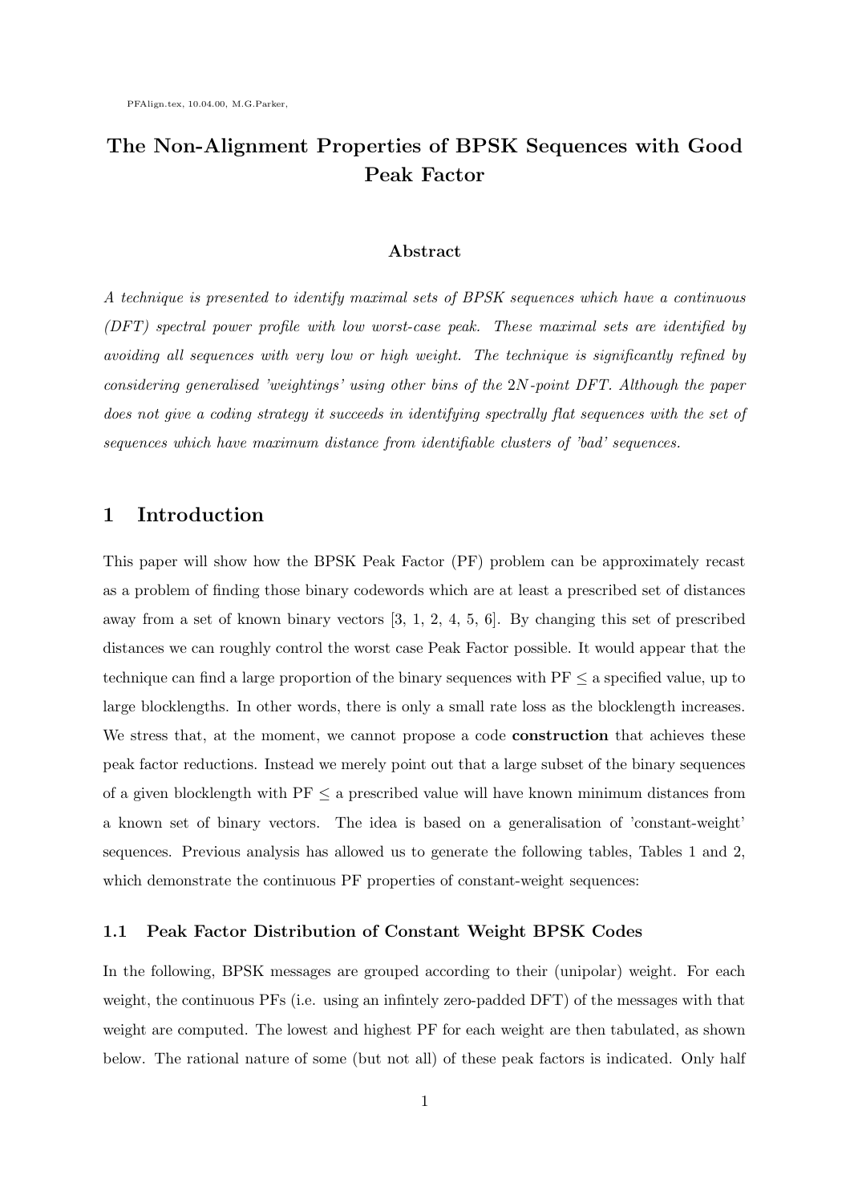# The Non-Alignment Properties of BPSK Sequences with Good Peak Factor

### Abstract

*A technique is presented to identify maximal sets of BPSK sequences which have a continuous (DFT) spectral power profile with low worst-case peak. These maximal sets are identified by avoiding all sequences with very low or high weight. The technique is significantly refined by considering generalised 'weightings' using other bins of the $2N$-point DFT. Although the paper does not give a coding strategy it succeeds in identifying spectrally flat sequences with the set of sequences which have maximum distance from identifiable clusters of 'bad' sequences.*

## 1 Introduction

This paper will show how the BPSK Peak Factor (PF) problem can be approximately recast as a problem of finding those binary codewords which are at least a prescribed set of distances away from a set of known binary vectors [3, 1, 2, 4, 5, 6]. By changing this set of prescribed distances we can roughly control the worst case Peak Factor possible. It would appear that the technique can find a large proportion of the binary sequences with PF $\leq$ a specified value, up to large blocklengths. In other words, there is only a small rate loss as the blocklength increases. We stress that, at the moment, we cannot propose a code **construction** that achieves these peak factor reductions. Instead we merely point out that a large subset of the binary sequences of a given blocklength with PF $\leq$ a prescribed value will have known minimum distances from a known set of binary vectors. The idea is based on a generalisation of 'constant-weight' sequences. Previous analysis has allowed us to generate the following tables, Tables 1 and 2, which demonstrate the continuous PF properties of constant-weight sequences:

### 1.1 Peak Factor Distribution of Constant Weight BPSK Codes

In the following, BPSK messages are grouped according to their (unipolar) weight. For each weight, the continuous PFs (i.e. using an infintely zero-padded DFT) of the messages with that weight are computed. The lowest and highest PF for each weight are then tabulated, as shown below. The rational nature of some (but not all) of these peak factors is indicated. Only half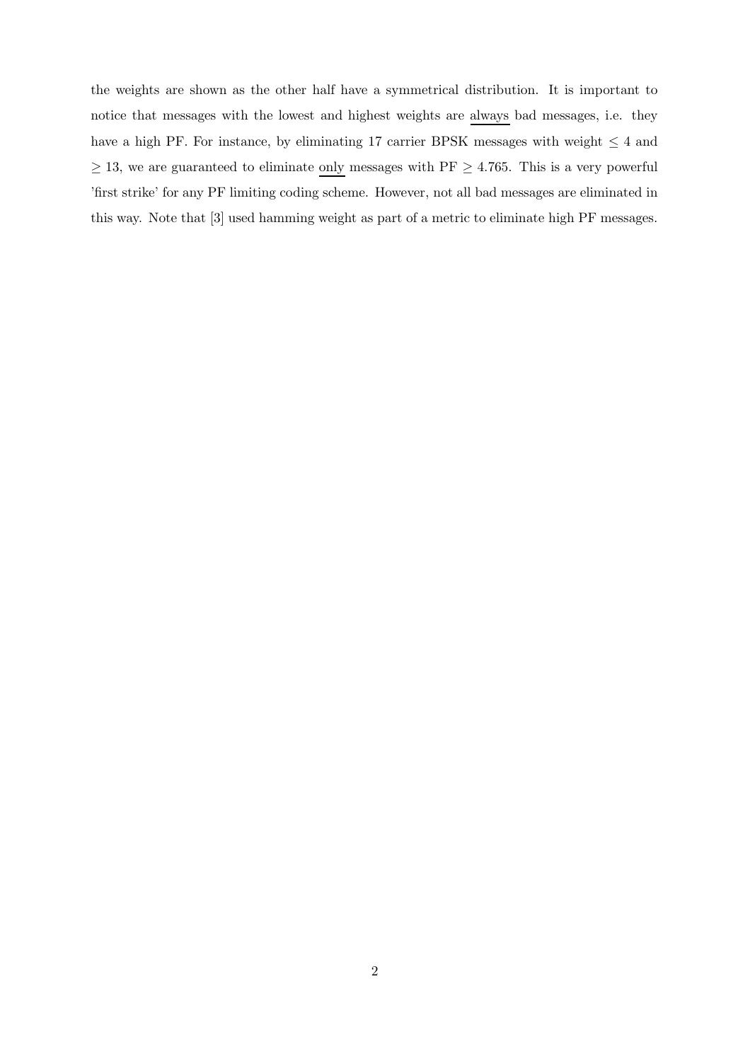the weights are shown as the other half have a symmetrical distribution. It is important to notice that messages with the lowest and highest weights are always bad messages, i.e. they have a high PF. For instance, by eliminating 17 carrier BPSK messages with weight $\leq 4$ and $\geq 13$, we are guaranteed to eliminate only messages with PF $\geq 4.765$. This is a very powerful 'first strike' for any PF limiting coding scheme. However, not all bad messages are eliminated in this way. Note that [3] used hamming weight as part of a metric to eliminate high PF messages.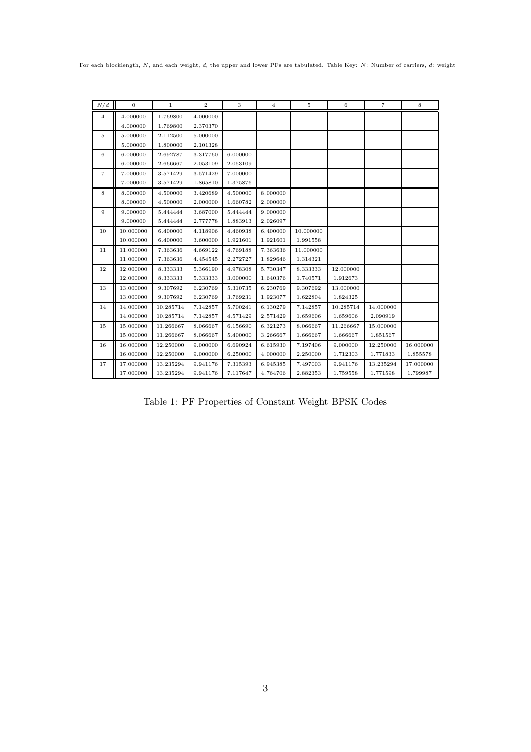For each blocklength, $N$, and each weight, $d$, the upper and lower PFs are tabulated. Table Key: $N$: Number of carriers, $d$: weight

| $N/d$ | 0 | 1 | 2 | 3 | 4 | 5 | 6 | 7 | 8 |
|---|---|---|---|---|---|---|---|---|---|
| 4 | 4.000000 | 1.769800 | 4.000000 | | | | | | |
| | 4.000000 | 1.769800 | 2.370370 | | | | | | |
| 5 | 5.000000 | 2.112500 | 5.000000 | | | | | | |
| | 5.000000 | 1.800000 | 2.101328 | | | | | | |
| 6 | 6.000000 | 2.692787 | 3.317760 | 6.000000 | | | | | |
| | 6.000000 | 2.666667 | 2.053109 | 2.053109 | | | | | |
| 7 | 7.000000 | 3.571429 | 3.571429 | 7.000000 | | | | | |
| | 7.000000 | 3.571429 | 1.865810 | 1.375876 | | | | | |
| 8 | 8.000000 | 4.500000 | 3.420689 | 4.500000 | 8.000000 | | | | |
| | 8.000000 | 4.500000 | 2.000000 | 1.660782 | 2.000000 | | | | |
| 9 | 9.000000 | 5.444444 | 3.687000 | 5.444444 | 9.000000 | | | | |
| | 9.000000 | 5.444444 | 2.777778 | 1.883913 | 2.026097 | | | | |
| 10 | 10.000000 | 6.400000 | 4.118906 | 4.460938 | 6.400000 | 10.000000 | | | |
| | 10.000000 | 6.400000 | 3.600000 | 1.921601 | 1.921601 | 1.991558 | | | |
| 11 | 11.000000 | 7.363636 | 4.669122 | 4.769188 | 7.363636 | 11.000000 | | | |
| | 11.000000 | 7.363636 | 4.454545 | 2.272727 | 1.829646 | 1.314321 | | | |
| 12 | 12.000000 | 8.333333 | 5.366190 | 4.978308 | 5.730347 | 8.333333 | 12.000000 | | |
| | 12.000000 | 8.333333 | 5.333333 | 3.000000 | 1.640376 | 1.740571 | 1.912673 | | |
| 13 | 13.000000 | 9.307692 | 6.230769 | 5.310735 | 6.230769 | 9.307692 | 13.000000 | | |
| | 13.000000 | 9.307692 | 6.230769 | 3.769231 | 1.923077 | 1.622804 | 1.824325 | | |
| 14 | 14.000000 | 10.285714 | 7.142857 | 5.700241 | 6.130279 | 7.142857 | 10.285714 | 14.000000 | |
| | 14.000000 | 10.285714 | 7.142857 | 4.571429 | 2.571429 | 1.659606 | 1.659606 | 2.090919 | |
| 15 | 15.000000 | 11.266667 | 8.066667 | 6.156690 | 6.321273 | 8.066667 | 11.266667 | 15.000000 | |
| | 15.000000 | 11.266667 | 8.066667 | 5.400000 | 3.266667 | 1.666667 | 1.666667 | 1.851567 | |
| 16 | 16.000000 | 12.250000 | 9.000000 | 6.690924 | 6.615930 | 7.197406 | 9.000000 | 12.250000 | 16.000000 |
| | 16.000000 | 12.250000 | 9.000000 | 6.250000 | 4.000000 | 2.250000 | 1.712303 | 1.771833 | 1.855578 |
| 17 | 17.000000 | 13.235294 | 9.941176 | 7.315393 | 6.945385 | 7.497003 | 9.941176 | 13.235294 | 17.000000 |
| | 17.000000 | 13.235294 | 9.941176 | 7.117647 | 4.764706 | 2.882353 | 1.759558 | 1.771598 | 1.799987 |

Table 1: PF Properties of Constant Weight BPSK Codes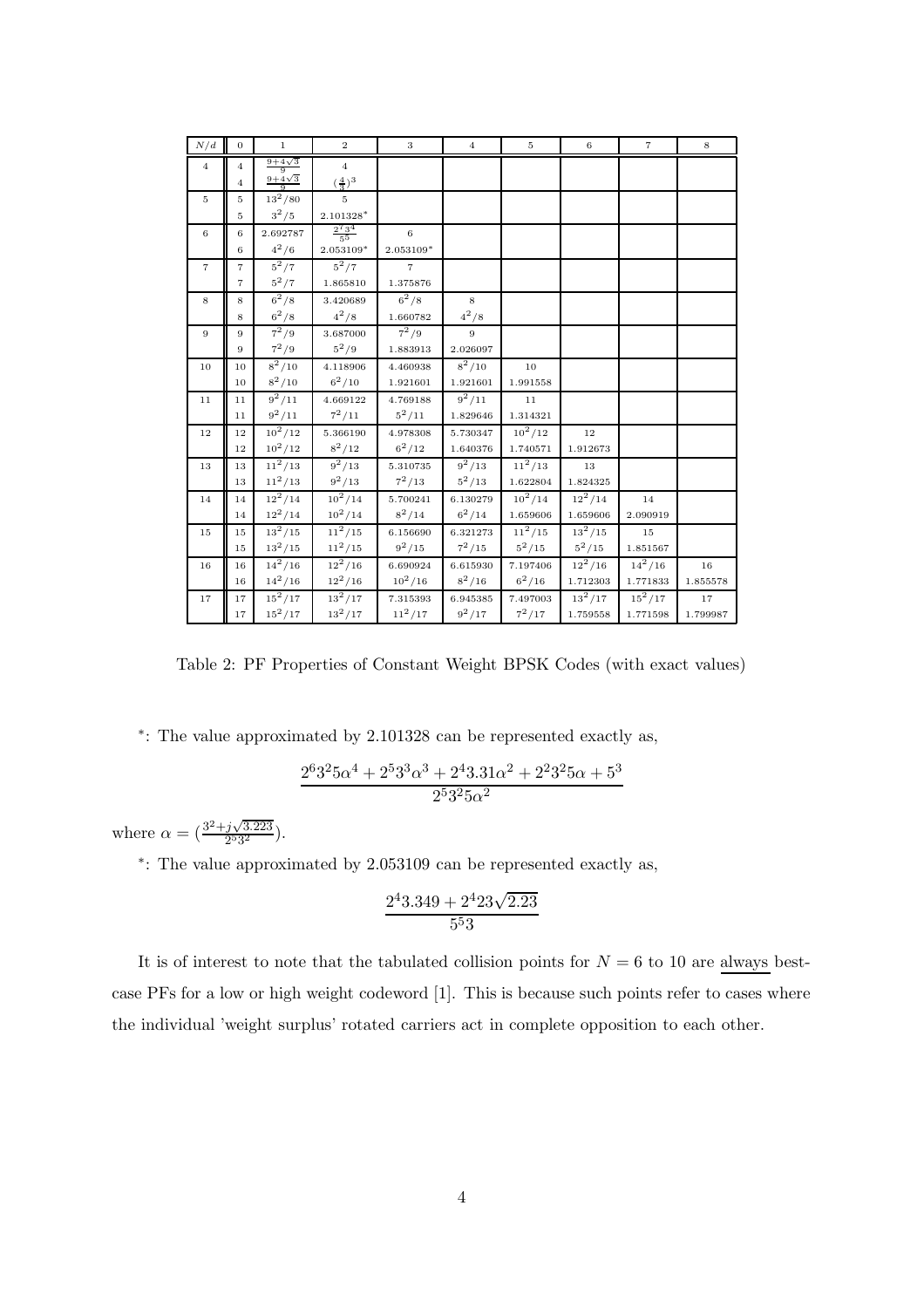| $N/d$ | 0 | 1 | 2 | 3 | 4 | 5 | 6 | 7 | 8 |
|---|---|---|---|---|---|---|---|---|---|
| 4 | 4 | $\frac{9+4\sqrt{3}}{9}$ | 4 | | | | | | |
| | 4 | $\frac{9+4\sqrt{3}}{9}$ | $(\frac{4}{3})^3$ | | | | | | |
| 5 | 5 | $13^2/80$ | 5 | | | | | | |
| | 5 | $3^2/5$ | $2.101328^*$ | | | | | | |
| 6 | 6 | 2.692787 | $\frac{2^7 3^4}{5^5}$ | 6 | | | | | |
| | 6 | $4^2/6$ | $2.053109^*$ | $2.053109^*$ | | | | | |
| 7 | 7 | $5^2/7$ | $5^2/7$ | 7 | | | | | |
| | 7 | $5^2/7$ | 1.865810 | 1.375876 | | | | | |
| 8 | 8 | $6^2/8$ | 3.420689 | $6^2/8$ | 8 | | | | |
| | 8 | $6^2/8$ | $4^2/8$ | 1.660782 | $4^2/8$ | | | | |
| 9 | 9 | $7^2/9$ | 3.687000 | $7^2/9$ | 9 | | | | |
| | 9 | $7^2/9$ | $5^2/9$ | 1.883913 | 2.026097 | | | | |
| 10 | 10 | $8^2/10$ | 4.118906 | 4.460938 | $8^2/10$ | 10 | | | |
| | 10 | $8^2/10$ | $6^2/10$ | 1.921601 | 1.921601 | 1.991558 | | | |
| 11 | 11 | $9^2/11$ | 4.669122 | 4.769188 | $9^2/11$ | 11 | | | |
| | 11 | $9^2/11$ | $7^2/11$ | $5^2/11$ | 1.829646 | 1.314321 | | | |
| 12 | 12 | $10^2/12$ | 5.366190 | 4.978308 | 5.730347 | $10^2/12$ | 12 | | |
| | 12 | $10^2/12$ | $8^2/12$ | $6^2/12$ | 1.640376 | 1.740571 | 1.912673 | | |
| 13 | 13 | $11^2/13$ | $9^2/13$ | 5.310735 | $9^2/13$ | $11^2/13$ | 13 | | |
| | 13 | $11^2/13$ | $9^2/13$ | $7^2/13$ | $5^2/13$ | 1.622804 | 1.824325 | | |
| 14 | 14 | $12^2/14$ | $10^2/14$ | 5.700241 | 6.130279 | $10^2/14$ | $12^2/14$ | 14 | |
| | 14 | $12^2/14$ | $10^2/14$ | $8^2/14$ | $6^2/14$ | 1.659606 | 1.659606 | 2.090919 | |
| 15 | 15 | $13^2/15$ | $11^2/15$ | 6.156690 | 6.321273 | $11^2/15$ | $13^2/15$ | 15 | |
| | 15 | $13^2/15$ | $11^2/15$ | $9^2/15$ | $7^2/15$ | $5^2/15$ | $5^2/15$ | 1.851567 | |
| 16 | 16 | $14^2/16$ | $12^2/16$ | 6.690924 | 6.615930 | 7.197406 | $12^2/16$ | $14^2/16$ | 16 |
| | 16 | $14^2/16$ | $12^2/16$ | $10^2/16$ | $8^2/16$ | $6^2/16$ | 1.712303 | 1.771833 | 1.855578 |
| 17 | 17 | $15^2/17$ | $13^2/17$ | 7.315393 | 6.945385 | 7.497003 | $13^2/17$ | $15^2/17$ | 17 |
| | 17 | $15^2/17$ | $13^2/17$ | $11^2/17$ | $9^2/17$ | $7^2/17$ | 1.759558 | 1.771598 | 1.799987 |

Table 2: PF Properties of Constant Weight BPSK Codes (with exact values)

*: The value approximated by 2.101328 can be represented exactly as,

$$\frac{2^6 3^2 5\alpha^4 + 2^5 3^3 \alpha^3 + 2^4 3.31\alpha^2 + 2^2 3^2 5\alpha + 5^3}{2^5 3^2 5\alpha^2}$$

where $\alpha = (\frac{3^2 + j\sqrt{3.223}}{2^5 3^2})$.

*: The value approximated by 2.053109 can be represented exactly as,

$$\frac{2^4 3.349 + 2^4 23\sqrt{2.23}}{5^5 3}$$

It is of interest to note that the tabulated collision points for $N = 6$ to 10 are <u>always</u> best-case PFs for a low or high weight codeword [1]. This is because such points refer to cases where the individual 'weight surplus' rotated carriers act in complete opposition to each other.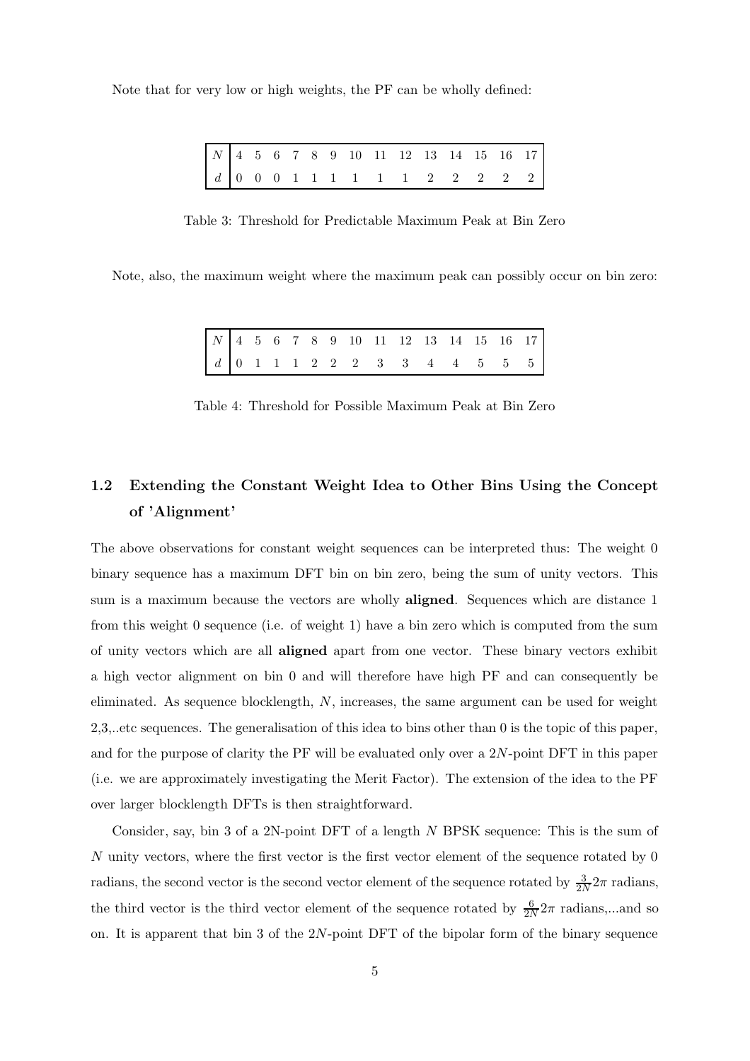Note that for very low or high weights, the PF can be wholly defined:

| $N$ | 4 | 5 | 6 | 7 | 8 | 9 | 10 | 11 | 12 | 13 | 14 | 15 | 16 | 17 |
|---|---|---|---|---|---|---|---|---|---|---|---|---|---|---|
| $d$ | 0 | 0 | 0 | 1 | 1 | 1 | 1 | 1 | 1 | 2 | 2 | 2 | 2 | 2 |

Table 3: Threshold for Predictable Maximum Peak at Bin Zero

Note, also, the maximum weight where the maximum peak can possibly occur on bin zero:

| $N$ | 4 | 5 | 6 | 7 | 8 | 9 | 10 | 11 | 12 | 13 | 14 | 15 | 16 | 17 |
|---|---|---|---|---|---|---|---|---|---|---|---|---|---|---|
| $d$ | 0 | 1 | 1 | 1 | 2 | 2 | 2 | 3 | 3 | 4 | 4 | 5 | 5 | 5 |

Table 4: Threshold for Possible Maximum Peak at Bin Zero

## 1.2 Extending the Constant Weight Idea to Other Bins Using the Concept of 'Alignment'

The above observations for constant weight sequences can be interpreted thus: The weight 0 binary sequence has a maximum DFT bin on bin zero, being the sum of unity vectors. This sum is a maximum because the vectors are wholly **aligned**. Sequences which are distance 1 from this weight 0 sequence (i.e. of weight 1) have a bin zero which is computed from the sum of unity vectors which are all **aligned** apart from one vector. These binary vectors exhibit a high vector alignment on bin 0 and will therefore have high PF and can consequently be eliminated. As sequence blocklength, $N$, increases, the same argument can be used for weight 2,3,..etc sequences. The generalisation of this idea to bins other than 0 is the topic of this paper, and for the purpose of clarity the PF will be evaluated only over a $2N$-point DFT in this paper (i.e. we are approximately investigating the Merit Factor). The extension of the idea to the PF over larger blocklength DFTs is then straightforward.

Consider, say, bin 3 of a 2N-point DFT of a length $N$ BPSK sequence: This is the sum of $N$ unity vectors, where the first vector is the first vector element of the sequence rotated by 0 radians, the second vector is the second vector element of the sequence rotated by $\frac{3}{2N}2\pi$ radians, the third vector is the third vector element of the sequence rotated by $\frac{6}{2N}2\pi$ radians,...and so on. It is apparent that bin 3 of the $2N$-point DFT of the bipolar form of the binary sequence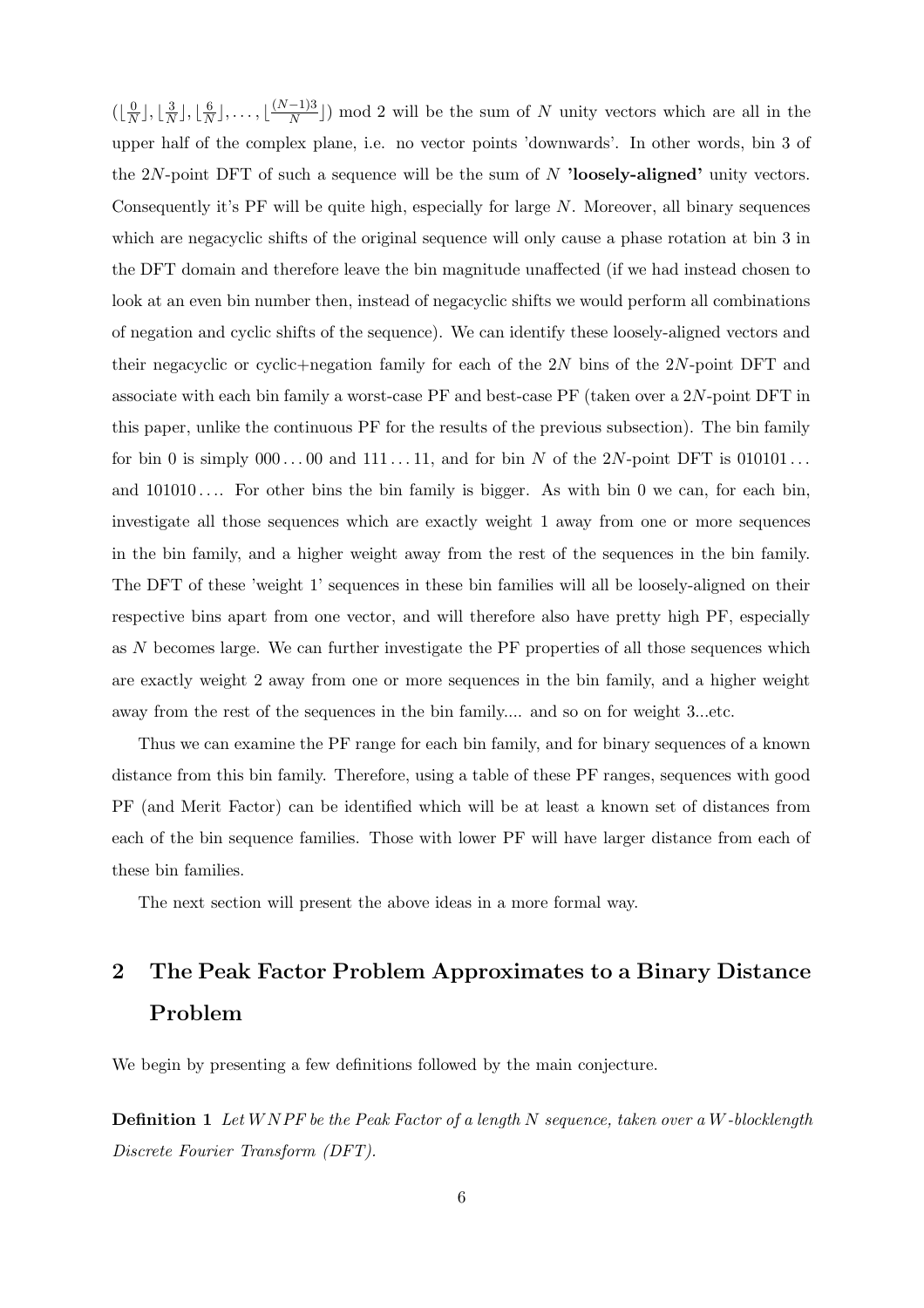$(\lfloor \frac{0}{N} \rfloor, \lfloor \frac{3}{N} \rfloor, \lfloor \frac{6}{N} \rfloor, \ldots, \lfloor \frac{(N-1)3}{N} \rfloor) \bmod 2$ will be the sum of $N$ unity vectors which are all in the upper half of the complex plane, i.e. no vector points 'downwards'. In other words, bin 3 of the $2N$-point DFT of such a sequence will be the sum of $N$ **'loosely-aligned'** unity vectors. Consequently it's PF will be quite high, especially for large $N$. Moreover, all binary sequences which are negacyclic shifts of the original sequence will only cause a phase rotation at bin 3 in the DFT domain and therefore leave the bin magnitude unaffected (if we had instead chosen to look at an even bin number then, instead of negacyclic shifts we would perform all combinations of negation and cyclic shifts of the sequence). We can identify these loosely-aligned vectors and their negacyclic or cyclic+negation family for each of the $2N$ bins of the $2N$-point DFT and associate with each bin family a worst-case PF and best-case PF (taken over a $2N$-point DFT in this paper, unlike the continuous PF for the results of the previous subsection). The bin family for bin 0 is simply $000\ldots00$ and $111\ldots11$, and for bin $N$ of the $2N$-point DFT is $010101\ldots$ and $101010\ldots$. For other bins the bin family is bigger. As with bin 0 we can, for each bin, investigate all those sequences which are exactly weight 1 away from one or more sequences in the bin family, and a higher weight away from the rest of the sequences in the bin family. The DFT of these 'weight 1' sequences in these bin families will all be loosely-aligned on their respective bins apart from one vector, and will therefore also have pretty high PF, especially as $N$ becomes large. We can further investigate the PF properties of all those sequences which are exactly weight 2 away from one or more sequences in the bin family, and a higher weight away from the rest of the sequences in the bin family.... and so on for weight 3...etc.

Thus we can examine the PF range for each bin family, and for binary sequences of a known distance from this bin family. Therefore, using a table of these PF ranges, sequences with good PF (and Merit Factor) can be identified which will be at least a known set of distances from each of the bin sequence families. Those with lower PF will have larger distance from each of these bin families.

The next section will present the above ideas in a more formal way.

## 2 The Peak Factor Problem Approximates to a Binary Distance Problem

We begin by presenting a few definitions followed by the main conjecture.

**Definition 1** *Let $WNPF$ be the Peak Factor of a length $N$ sequence, taken over a $W$-blocklength Discrete Fourier Transform (DFT).*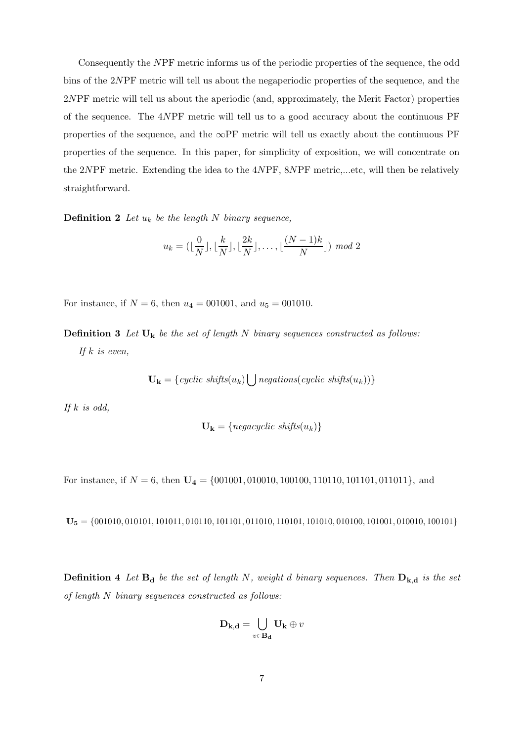Consequently the $N$PF metric informs us of the periodic properties of the sequence, the odd bins of the $2N$PF metric will tell us about the negaperiodic properties of the sequence, and the $2N$PF metric will tell us about the aperiodic (and, approximately, the Merit Factor) properties of the sequence. The $4N$PF metric will tell us to a good accuracy about the continuous PF properties of the sequence, and the $\infty$PF metric will tell us exactly about the continuous PF properties of the sequence. In this paper, for simplicity of exposition, we will concentrate on the $2N$PF metric. Extending the idea to the $4N$PF, $8N$PF metric,...etc, will then be relatively straightforward.

**Definition 2** *Let $u_k$ be the length $N$ binary sequence,*

$$u_k = (\lfloor \frac{0}{N} \rfloor, \lfloor \frac{k}{N} \rfloor, \lfloor \frac{2k}{N} \rfloor, \ldots, \lfloor \frac{(N-1)k}{N} \rfloor) \ mod\ 2$$

For instance, if $N = 6$, then $u_4 = 001001$, and $u_5 = 001010$.

**Definition 3** *Let $\mathbf{U_k}$ be the set of length $N$ binary sequences constructed as follows:*

*If $k$ is even,*

$$\mathbf{U_k} = \{cyclic\ shifts(u_k) \bigcup negations(cyclic\ shifts(u_k))\}$$

*If $k$ is odd,*

$$\mathbf{U_k} = \{negacyclic\ shifts(u_k)\}$$

For instance, if $N = 6$, then $\mathbf{U_4} = \{001001, 010010, 100100, 110110, 101101, 011011\}$, and

$\mathbf{U_5} = \{001010, 010101, 101011, 010110, 101101, 011010, 110101, 101010, 010100, 101001, 010010, 100101\}$

**Definition 4** *Let $\mathbf{B_d}$ be the set of length $N$, weight $d$ binary sequences. Then $\mathbf{D_{k,d}}$ is the set of length $N$ binary sequences constructed as follows:*

$$\mathbf{D_{k,d}} = \bigcup_{v \in \mathbf{B_d}} \mathbf{U_k} \oplus v$$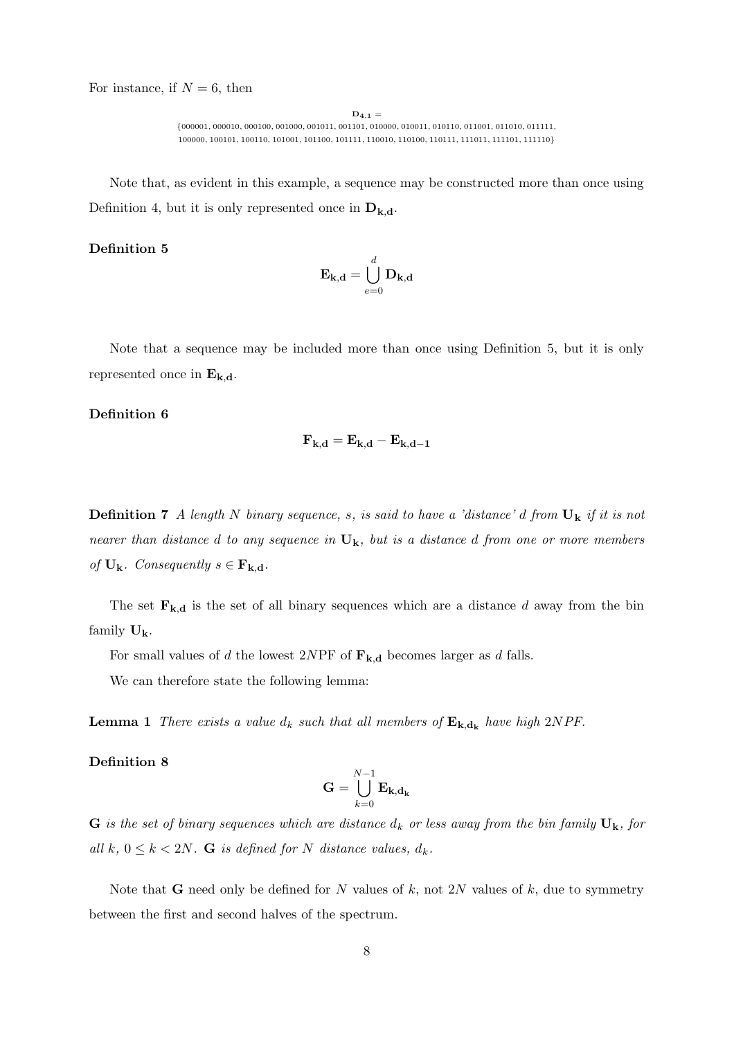For instance, if $N = 6$, then

$$\mathbf{D_{4,1}} =$$
$$\{000001, 000010, 000100, 001000, 001011, 001101, 010000, 010011, 010110, 011001, 011010, 011111,$$
$$100000, 100101, 100110, 101001, 101100, 101111, 110010, 110100, 110111, 111011, 111101, 111110\}$$

Note that, as evident in this example, a sequence may be constructed more than once using Definition 4, but it is only represented once in $\mathbf{D_{k,d}}$.

**Definition 5**

$$\mathbf{E_{k,d}} = \bigcup_{e=0}^{d} \mathbf{D_{k,d}}$$

Note that a sequence may be included more than once using Definition 5, but it is only represented once in $\mathbf{E_{k,d}}$.

**Definition 6**

$$\mathbf{F_{k,d}} = \mathbf{E_{k,d}} - \mathbf{E_{k,d-1}}$$

**Definition 7** *A length $N$ binary sequence, $s$, is said to have a 'distance' $d$ from $\mathbf{U_k}$ if it is not nearer than distance $d$ to any sequence in $\mathbf{U_k}$, but is a distance $d$ from one or more members of $\mathbf{U_k}$. Consequently $s \in \mathbf{F_{k,d}}$.*

The set $\mathbf{F_{k,d}}$ is the set of all binary sequences which are a distance $d$ away from the bin family $\mathbf{U_k}$.

For small values of $d$ the lowest $2N$PF of $\mathbf{F_{k,d}}$ becomes larger as $d$ falls.

We can therefore state the following lemma:

**Lemma 1** *There exists a value $d_k$ such that all members of $\mathbf{E_{k,d_k}}$ have high $2NPF$.*

**Definition 8**

$$\mathbf{G} = \bigcup_{k=0}^{N-1} \mathbf{E_{k,d_k}}$$

*$\mathbf{G}$ is the set of binary sequences which are distance $d_k$ or less away from the bin family $\mathbf{U_k}$, for all $k$, $0 \leq k < 2N$. $\mathbf{G}$ is defined for $N$ distance values, $d_k$.*

Note that $\mathbf{G}$ need only be defined for $N$ values of $k$, not $2N$ values of $k$, due to symmetry between the first and second halves of the spectrum.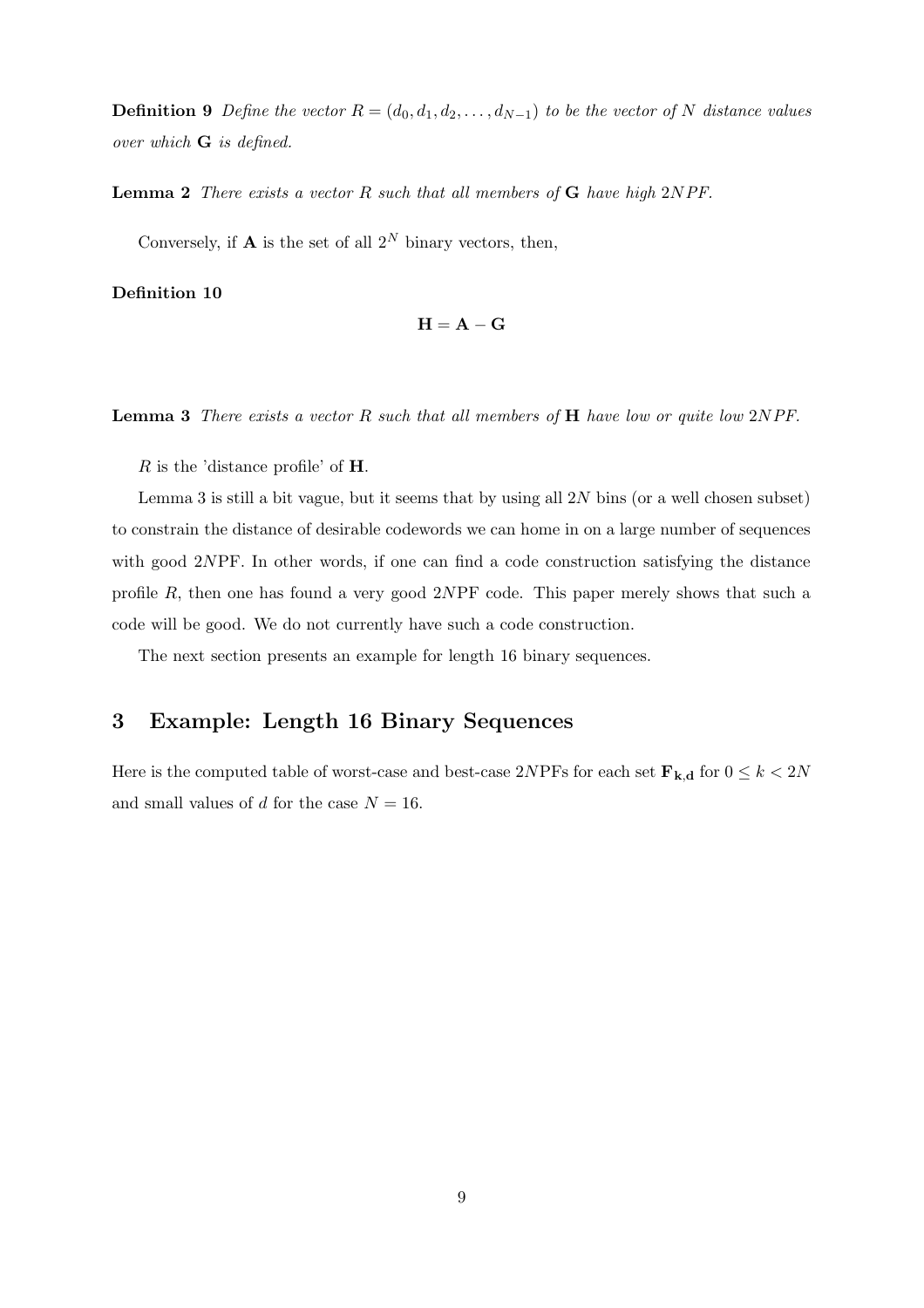**Definition 9** *Define the vector $R = (d_0, d_1, d_2, \ldots, d_{N-1})$ to be the vector of $N$ distance values over which* $\mathbf{G}$ *is defined.*

**Lemma 2** *There exists a vector $R$ such that all members of* $\mathbf{G}$ *have high* $2NPF$*.*

Conversely, if $\mathbf{A}$ is the set of all $2^N$ binary vectors, then,

**Definition 10**

$$\mathbf{H} = \mathbf{A} - \mathbf{G}$$

**Lemma 3** *There exists a vector $R$ such that all members of* $\mathbf{H}$ *have low or quite low* $2NPF$*.*

$R$ is the 'distance profile' of $\mathbf{H}$.

Lemma 3 is still a bit vague, but it seems that by using all $2N$ bins (or a well chosen subset) to constrain the distance of desirable codewords we can home in on a large number of sequences with good $2N$PF. In other words, if one can find a code construction satisfying the distance profile $R$, then one has found a very good $2N$PF code. This paper merely shows that such a code will be good. We do not currently have such a code construction.

The next section presents an example for length 16 binary sequences.

## 3 Example: Length 16 Binary Sequences

Here is the computed table of worst-case and best-case $2N$PFs for each set $\mathbf{F_{k,d}}$ for $0 \leq k < 2N$ and small values of $d$ for the case $N = 16$.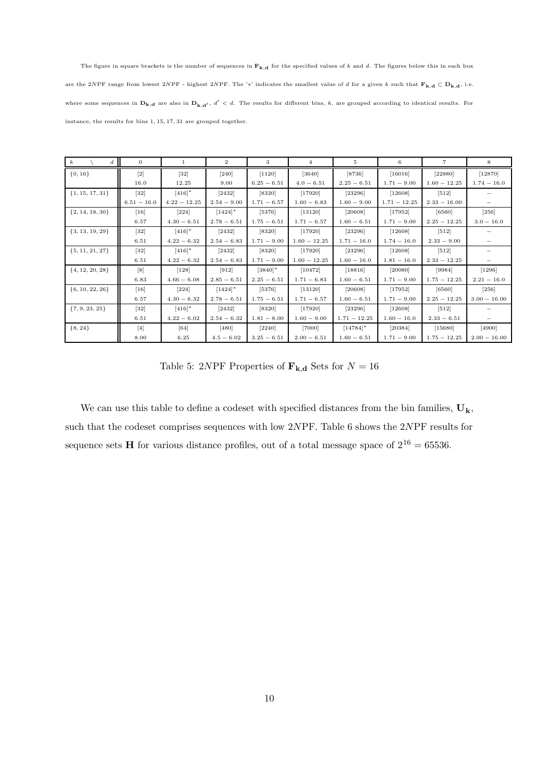The figure in square brackets is the number of sequences in $\mathbf{F_{k,d}}$ for the specified values of $k$ and $d$. The figures below this in each box are the 2$N$PF range from lowest 2$N$PF - highest 2$N$PF. The '$*$' indicates the smallest value of $d$ for a given $k$ such that $\mathbf{F_{k,d}} \subset \mathbf{D_{k,d}}$, i.e. where some sequences in $\mathbf{D_{k,d}}$ are also in $\mathbf{D_{k,d'}}$, $d' < d$. The results for different bins, $k$, are grouped according to identical results. For instance, the results for bins $1, 15, 17, 31$ are grouped together.

| $k \quad \backslash \quad d$ | 0 | 1 | 2 | 3 | 4 | 5 | 6 | 7 | 8 |
|---|---|---|---|---|---|---|---|---|---|
| $\{0, 16\}$ | [2] | [32] | [240] | [1120] | [3640] | [8736] | [16016] | [22880] | [12870] |
| | 16.0 | 12.25 | 9.00 | $6.25 - 6.51$ | $4.0 - 6.51$ | $2.25 - 6.51$ | $1.71 - 9.00$ | $1.60 - 12.25$ | $1.74 - 16.0$ |
| $\{1, 15, 17, 31\}$ | [32] | [416]$^*$ | [2432] | [8320] | [17920] | [23296] | [12608] | [512] | $-$ |
| | $6.51 - 16.0$ | $4.22 - 12.25$ | $2.54 - 9.00$ | $1.71 - 6.57$ | $1.60 - 6.83$ | $1.60 - 9.00$ | $1.71 - 12.25$ | $2.33 - 16.00$ | $-$ |
| $\{2, 14, 18, 30\}$ | [16] | [224] | [1424]$^*$ | [5376] | [13120] | [20608] | [17952] | [6560] | [256] |
| | 6.57 | $4.30 - 6.51$ | $2.78 - 6.51$ | $1.75 - 6.51$ | $1.71 - 6.57$ | $1.60 - 6.51$ | $1.71 - 9.00$ | $2.25 - 12.25$ | $3.0 - 16.0$ |
| $\{3, 13, 19, 29\}$ | [32] | [416]$^*$ | [2432] | [8320] | [17920] | [23296] | [12608] | [512] | $-$ |
| | 6.51 | $4.22 - 6.32$ | $2.54 - 6.83$ | $1.71 - 9.00$ | $1.60 - 12.25$ | $1.71 - 16.0$ | $1.74 - 16.0$ | $2.33 - 9.00$ | $-$ |
| $\{5, 11, 21, 27\}$ | [32] | [416]$^*$ | [2432] | [8320] | [17920] | [23296] | [12608] | [512] | $-$ |
| | 6.51 | $4.22 - 6.32$ | $2.54 - 6.83$ | $1.71 - 9.00$ | $1.60 - 12.25$ | $1.60 - 16.0$ | $1.81 - 16.0$ | $2.33 - 12.25$ | $-$ |
| $\{4, 12, 20, 28\}$ | [8] | [128] | [912] | [3840]$^*$ | [10472] | [18816] | [20080] | [9984] | [1296] |
| | 6.83 | $4.66 - 6.08$ | $2.85 - 6.51$ | $2.25 - 6.51$ | $1.71 - 6.83$ | $1.60 - 6.51$ | $1.71 - 9.00$ | $1.75 - 12.25$ | $2.21 - 16.0$ |
| $\{6, 10, 22, 26\}$ | [16] | [224] | [1424]$^*$ | [5376] | [13120] | [20608] | [17952] | [6560] | [256] |
| | 6.57 | $4.30 - 6.32$ | $2.78 - 6.51$ | $1.75 - 6.51$ | $1.71 - 6.57$ | $1.60 - 6.51$ | $1.71 - 9.00$ | $2.25 - 12.25$ | $3.00 - 16.00$ |
| $\{7, 9, 23, 25\}$ | [32] | [416]$^*$ | [2432] | [8320] | [17920] | [23296] | [12608] | [512] | $-$ |
| | 6.51 | $4.22 - 6.02$ | $2.54 - 6.32$ | $1.81 - 8.00$ | $1.60 - 9.00$ | $1.71 - 12.25$ | $1.60 - 16.0$ | $2.33 - 6.51$ | $-$ |
| $\{8, 24\}$ | [4] | [64] | [480] | [2240] | [7000] | [14784]$^*$ | [20384] | [15680] | [4900] |
| | 8.00 | 6.25 | $4.5 - 6.02$ | $3.25 - 6.51$ | $2.00 - 6.51$ | $1.60 - 6.51$ | $1.71 - 9.00$ | $1.75 - 12.25$ | $2.00 - 16.00$ |

Table 5: 2$N$PF Properties of $\mathbf{F_{k,d}}$ Sets for $N = 16$

We can use this table to define a codeset with specified distances from the bin families, $\mathbf{U_k}$, such that the codeset comprises sequences with low 2$N$PF. Table 6 shows the 2$N$PF results for sequence sets $\mathbf{H}$ for various distance profiles, out of a total message space of $2^{16} = 65536$.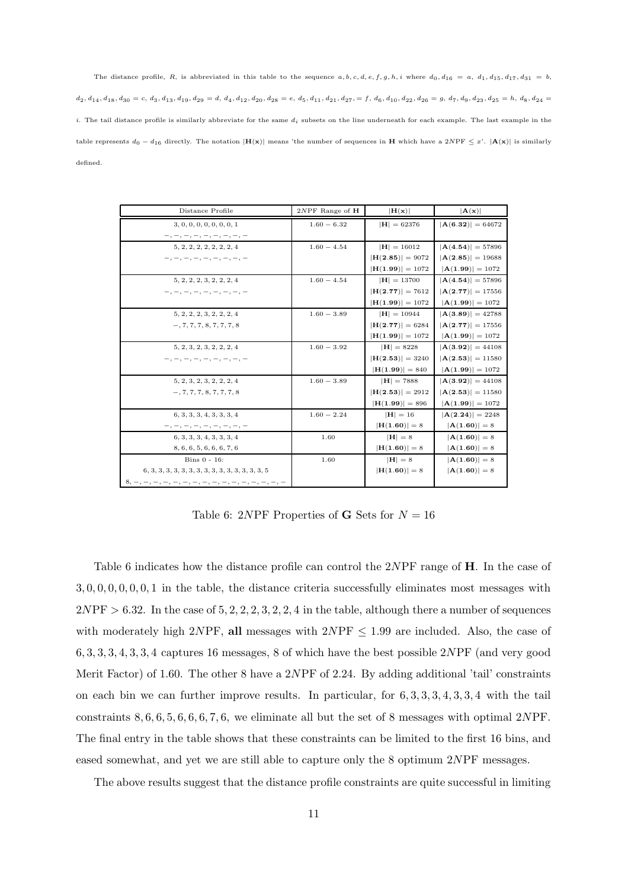The distance profile, $R$, is abbreviated in this table to the sequence $a, b, c, d, e, f, g, h, i$ where $d_0, d_{16} = a$, $d_1, d_{15}, d_{17}, d_{31} = b$, $d_2, d_{14}, d_{18}, d_{30} = c$, $d_3, d_{13}, d_{19}, d_{29} = d$, $d_4, d_{12}, d_{20}, d_{28} = e$, $d_5, d_{11}, d_{21}, d_{27}, = f$, $d_6, d_{10}, d_{22}, d_{26} = g$, $d_7, d_9, d_{23}, d_{25} = h$, $d_8, d_{24} = i$. The tail distance profile is similarly abbreviate for the same $d_i$ subsets on the line underneath for each example. The last example in the table represents $d_0 - d_{16}$ directly. The notation $|\mathbf{H(x)}|$ means 'the number of sequences in $\mathbf{H}$ which have a $2N$PF $\leq x$'. $|\mathbf{A(x)}|$ is similarly defined.

| Distance Profile | $2N$PF Range of $\mathbf{H}$ | $\lvert\mathbf{H(x)}\rvert$ | $\lvert\mathbf{A(x)}\rvert$ |
|---|---|---|---|
| 3, 0, 0, 0, 0, 0, 0, 0, 1<br>−, −, −, −, −, −, −, −, − | $1.60 - 6.32$ | $\lvert\mathbf{H}\rvert = 62376$ | $\lvert\mathbf{A(6.32)}\rvert = 64672$ |
| 5, 2, 2, 2, 2, 2, 2, 2, 4<br>−, −, −, −, −, −, −, −, − | $1.60 - 4.54$ | $\lvert\mathbf{H}\rvert = 16012$<br>$\lvert\mathbf{H(2.85)}\rvert = 9072$<br>$\lvert\mathbf{H(1.99)}\rvert = 1072$ | $\lvert\mathbf{A(4.54)}\rvert = 57896$<br>$\lvert\mathbf{A(2.85)}\rvert = 19688$<br>$\lvert\mathbf{A(1.99)}\rvert = 1072$ |
| 5, 2, 2, 2, 3, 2, 2, 2, 4<br>−, −, −, −, −, −, −, −, − | $1.60 - 4.54$ | $\lvert\mathbf{H}\rvert = 13700$<br>$\lvert\mathbf{H(2.77)}\rvert = 7612$<br>$\lvert\mathbf{H(1.99)}\rvert = 1072$ | $\lvert\mathbf{A(4.54)}\rvert = 57896$<br>$\lvert\mathbf{A(2.77)}\rvert = 17556$<br>$\lvert\mathbf{A(1.99)}\rvert = 1072$ |
| 5, 2, 2, 2, 3, 2, 2, 2, 4<br>−, 7, 7, 7, 8, 7, 7, 7, 8 | $1.60 - 3.89$ | $\lvert\mathbf{H}\rvert = 10944$<br>$\lvert\mathbf{H(2.77)}\rvert = 6284$<br>$\lvert\mathbf{H(1.99)}\rvert = 1072$ | $\lvert\mathbf{A(3.89)}\rvert = 42788$<br>$\lvert\mathbf{A(2.77)}\rvert = 17556$<br>$\lvert\mathbf{A(1.99)}\rvert = 1072$ |
| 5, 2, 3, 2, 3, 2, 2, 2, 4<br>−, −, −, −, −, −, −, −, − | $1.60 - 3.92$ | $\lvert\mathbf{H}\rvert = 8228$<br>$\lvert\mathbf{H(2.53)}\rvert = 3240$<br>$\lvert\mathbf{H(1.99)}\rvert = 840$ | $\lvert\mathbf{A(3.92)}\rvert = 44108$<br>$\lvert\mathbf{A(2.53)}\rvert = 11580$<br>$\lvert\mathbf{A(1.99)}\rvert = 1072$ |
| 5, 2, 3, 2, 3, 2, 2, 2, 4<br>−, 7, 7, 7, 8, 7, 7, 7, 8 | $1.60 - 3.89$ | $\lvert\mathbf{H}\rvert = 7888$<br>$\lvert\mathbf{H(2.53)}\rvert = 2912$<br>$\lvert\mathbf{H(1.99)}\rvert = 896$ | $\lvert\mathbf{A(3.92)}\rvert = 44108$<br>$\lvert\mathbf{A(2.53)}\rvert = 11580$<br>$\lvert\mathbf{A(1.99)}\rvert = 1072$ |
| 6, 3, 3, 3, 4, 3, 3, 3, 4<br>−, −, −, −, −, −, −, −, − | $1.60 - 2.24$ | $\lvert\mathbf{H}\rvert = 16$<br>$\lvert\mathbf{H(1.60)}\rvert = 8$ | $\lvert\mathbf{A(2.24)}\rvert = 2248$<br>$\lvert\mathbf{A(1.60)}\rvert = 8$ |
| 6, 3, 3, 3, 4, 3, 3, 3, 4<br>8, 6, 6, 5, 6, 6, 6, 7, 6 | 1.60 | $\lvert\mathbf{H}\rvert = 8$<br>$\lvert\mathbf{H(1.60)}\rvert = 8$ | $\lvert\mathbf{A(1.60)}\rvert = 8$<br>$\lvert\mathbf{A(1.60)}\rvert = 8$ |
| Bins 0 - 16:<br>6, 3, 3, 3, 3, 3, 3, 3, 3, 3, 3, 3, 3, 3, 3, 3, 5<br>8, −, −, −, −, −, −, −, −, −, −, −, −, −, −, −, − | 1.60 | $\lvert\mathbf{H}\rvert = 8$<br>$\lvert\mathbf{H(1.60)}\rvert = 8$ | $\lvert\mathbf{A(1.60)}\rvert = 8$<br>$\lvert\mathbf{A(1.60)}\rvert = 8$ |

Table 6: $2N$PF Properties of $\mathbf{G}$ Sets for $N = 16$

Table 6 indicates how the distance profile can control the $2N$PF range of $\mathbf{H}$. In the case of $3, 0, 0, 0, 0, 0, 0, 0, 1$ in the table, the distance criteria successfully eliminates most messages with $2N\text{PF} > 6.32$. In the case of $5, 2, 2, 2, 3, 2, 2, 2, 4$ in the table, although there a number of sequences with moderately high $2N$PF, **all** messages with $2N\text{PF} \leq 1.99$ are included. Also, the case of $6, 3, 3, 3, 4, 3, 3, 3, 4$ captures 16 messages, 8 of which have the best possible $2N$PF (and very good Merit Factor) of 1.60. The other 8 have a $2N$PF of 2.24. By adding additional 'tail' constraints on each bin we can further improve results. In particular, for $6, 3, 3, 3, 4, 3, 3, 3, 4$ with the tail constraints $8, 6, 6, 5, 6, 6, 6, 7, 6$, we eliminate all but the set of 8 messages with optimal $2N$PF. The final entry in the table shows that these constraints can be limited to the first 16 bins, and eased somewhat, and yet we are still able to capture only the 8 optimum $2N$PF messages.

The above results suggest that the distance profile constraints are quite successful in limiting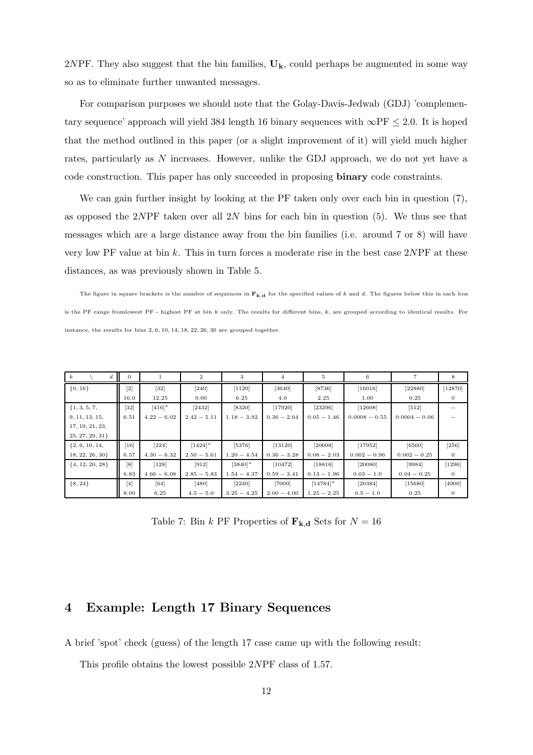2$N$PF. They also suggest that the bin families, $\mathbf{U_k}$, could perhaps be augmented in some way so as to eliminate further unwanted messages.

For comparison purposes we should note that the Golay-Davis-Jedwab (GDJ) 'complementary sequence' approach will yield 384 length 16 binary sequences with $\infty$PF $\leq 2.0$. It is hoped that the method outlined in this paper (or a slight improvement of it) will yield much higher rates, particularly as $N$ increases. However, unlike the GDJ approach, we do not yet have a code construction. This paper has only succeeded in proposing **binary** code constraints.

We can gain further insight by looking at the PF taken only over each bin in question (7), as opposed the 2$N$PF taken over all 2$N$ bins for each bin in question (5). We thus see that messages which are a large distance away from the bin families (i.e. around 7 or 8) will have very low PF value at bin $k$. This in turn forces a moderate rise in the best case 2$N$PF at these distances, as was previously shown in Table 5.

The figure in square brackets is the number of sequences in $\mathbf{F_{k,d}}$ for the specified values of $k$ and $d$. The figures below this in each box is the PF range fromlowest PF - highest PF at bin $k$ only. The results for different bins, $k$, are grouped according to identical results. For instance, the results for bins 2, 6, 10, 14, 18, 22, 26, 30 are grouped together.

| $k$ \ $d$ | 0 | 1 | 2 | 3 | 4 | 5 | 6 | 7 | 8 |
|---|---|---|---|---|---|---|---|---|---|
| {0, 16} | [2] | [32] | [240] | [1120] | [3640] | [8736] | [16016] | [22880] | [12870] |
| | 16.0 | 12.25 | 9.00 | 6.25 | 4.0 | 2.25 | 1.00 | 0.25 | 0 |
| {1, 3, 5, 7, 9, 11, 13, 15, 17, 19, 21, 23, 25, 27, 29, 31} | [32] | [416]* | [2432] | [8320] | [17920] | [23296] | [12608] | [512] | – |
| | 6.51 | $4.22-6.02$ | $2.42-5.11$ | $1.18-3.92$ | $0.36-2.64$ | $0.05-1.46$ | $0.0008-0.55$ | $0.0004-0.06$ | – |
| {2, 6, 10, 14, 18, 22, 26, 30} | [16] | [224] | [1424]* | [5376] | [13120] | [20608] | [17952] | [6560] | [256] |
| | 6.57 | $4.30-6.32$ | $2.50-5.61$ | $1.20-4.54$ | $0.36-3.28$ | $0.08-2.03$ | $0.002-0.96$ | $0.002-0.25$ | 0 |
| {4, 12, 20, 28} | [8] | [128] | [912] | [3840]* | [10472] | [18816] | [20080] | [9984] | [1296] |
| | 6.83 | $4.66-6.08$ | $2.85-5.83$ | $1.54-4.37$ | $0.59-3.41$ | $0.13-1.96$ | $0.03-1.0$ | $0.04-0.25$ | 0 |
| {8, 24} | [4] | [64] | [480] | [2240] | [7000] | [14784]* | [20384] | [15680] | [4900] |
| | 8.00 | 6.25 | $4.5-5.0$ | $3.25-4.25$ | $2.00-4.00$ | $1.25-2.25$ | $0.5-1.0$ | 0.25 | 0 |

Table 7: Bin $k$ PF Properties of $\mathbf{F_{k,d}}$ Sets for $N = 16$

## 4 Example: Length 17 Binary Sequences

A brief 'spot' check (guess) of the length 17 case came up with the following result:

This profile obtains the lowest possible 2$N$PF class of 1.57.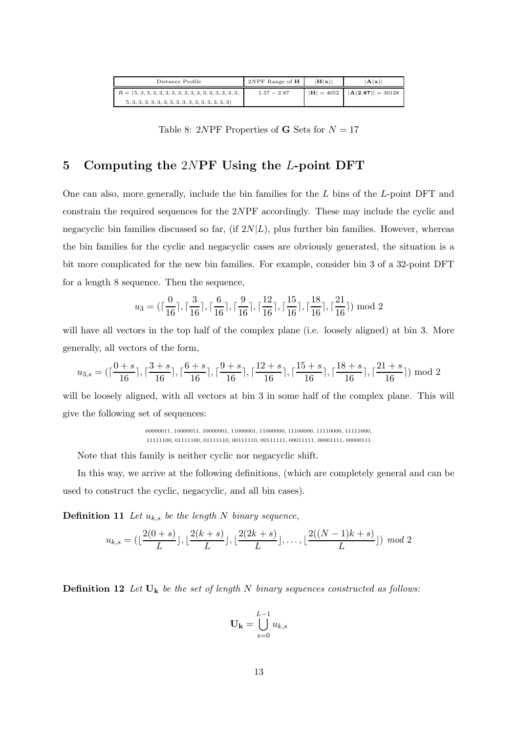| Distance Profile | 2$N$PF Range of $\mathbf{H}$ | $\|\mathbf{H}(\mathbf{x})\|$ | $\|\mathbf{A}(\mathbf{x})\|$ |
|---|---|---|---|
| $R = (5, 3, 3, 3, 3, 3, 3, 3, 3, 3, 3, 3, 3, 3, 3, 3, 3,$ $5, 3, 3, 3, 3, 3, 3, 3, 3, 3, 3, 3, 3, 3, 3, 3, 3)$ | $1.57 - 2.87$ | $\|\mathbf{H}\| = 4052$ | $\|\mathbf{A}(\mathbf{2.87})\| = 30128$ |

Table 8: 2$N$PF Properties of $\mathbf{G}$ Sets for $N = 17$

## 5 Computing the 2$N$PF Using the $L$-point DFT

One can also, more generally, include the bin families for the $L$ bins of the $L$-point DFT and constrain the required sequences for the 2$N$PF accordingly. These may include the cyclic and negacyclic bin families discussed so far, (if $2N|L$), plus further bin families. However, whereas the bin families for the cyclic and negacyclic cases are obviously generated, the situation is a bit more complicated for the new bin families. For example, consider bin 3 of a 32-point DFT for a length 8 sequence. Then the sequence,

$$u_3 = (\lceil \frac{0}{16} \rceil, \lceil \frac{3}{16} \rceil, \lceil \frac{6}{16} \rceil, \lceil \frac{9}{16} \rceil, \lceil \frac{12}{16} \rceil, \lceil \frac{15}{16} \rceil, \lceil \frac{18}{16} \rceil, \lceil \frac{21}{16} \rceil) \bmod 2$$

will have all vectors in the top half of the complex plane (i.e. loosely aligned) at bin 3. More generally, all vectors of the form,

$$u_{3,s} = (\lceil \frac{0+s}{16} \rceil, \lceil \frac{3+s}{16} \rceil, \lceil \frac{6+s}{16} \rceil, \lceil \frac{9+s}{16} \rceil, \lceil \frac{12+s}{16} \rceil, \lceil \frac{15+s}{16} \rceil, \lceil \frac{18+s}{16} \rceil, \lceil \frac{21+s}{16} \rceil) \bmod 2$$

will be loosely aligned, with all vectors at bin 3 in some half of the complex plane. This will give the following set of sequences:

00000011, 10000011, 10000001, 11000001, 11000000, 11100000, 11110000, 11111000,
11111100, 01111100, 01111110, 00111110, 00111111, 00011111, 00001111, 00000111

Note that this family is neither cyclic nor negacyclic shift.

In this way, we arrive at the following definitions, (which are completely general and can be used to construct the cyclic, negacyclic, and all bin cases).

**Definition 11** *Let $u_{k,s}$ be the length $N$ binary sequence,*

$$u_{k,s} = (\lfloor \frac{2(0+s)}{L} \rfloor, \lfloor \frac{2(k+s)}{L} \rfloor, \lfloor \frac{2(2k+s)}{L} \rfloor, \ldots, \lfloor \frac{2((N-1)k+s)}{L} \rfloor) \bmod 2$$

**Definition 12** *Let $\mathbf{U_k}$ be the set of length $N$ binary sequences constructed as follows:*

$$\mathbf{U_k} = \bigcup_{s=0}^{L-1} u_{k,s}$$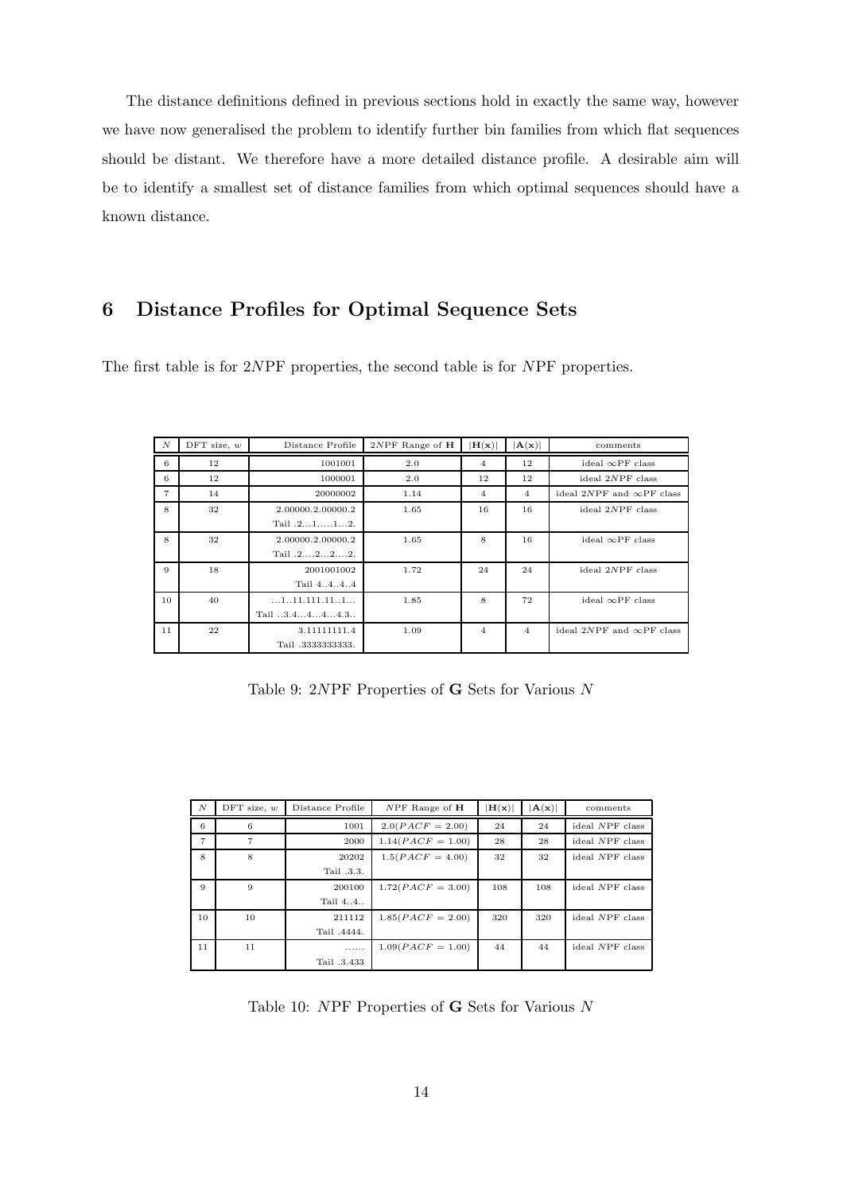The distance definitions defined in previous sections hold in exactly the same way, however we have now generalised the problem to identify further bin families from which flat sequences should be distant. We therefore have a more detailed distance profile. A desirable aim will be to identify a smallest set of distance families from which optimal sequences should have a known distance.

## 6 Distance Profiles for Optimal Sequence Sets

The first table is for 2$N$PF properties, the second table is for $N$PF properties.

| $N$ | DFT size, $w$ | Distance Profile | 2$N$PF Range of $\mathbf{H}$ | $\lvert\mathbf{H}(\mathbf{x})\rvert$ | $\lvert\mathbf{A}(\mathbf{x})\rvert$ | comments |
|---|---|---|---|---|---|---|
| 6 | 12 | 1001001 | 2.0 | 4 | 12 | ideal $\infty$PF class |
| 6 | 12 | 1000001 | 2.0 | 12 | 12 | ideal 2$N$PF class |
| 7 | 14 | 20000002 | 1.14 | 4 | 4 | ideal 2$N$PF and $\infty$PF class |
| 8 | 32 | 2.00000.2.00000.2<br>Tail .2…1…..1…2. | 1.65 | 16 | 16 | ideal 2$N$PF class |
| 8 | 32 | 2.00000.2.00000.2<br>Tail .2….2…2….2. | 1.65 | 8 | 16 | ideal $\infty$PF class |
| 9 | 18 | 2001001002<br>Tail 4..4..4..4 | 1.72 | 24 | 24 | ideal 2$N$PF class |
| 10 | 40 | …1..11.111.11..1…<br>Tail ..3.4…4…4.3.. | 1.85 | 8 | 72 | ideal $\infty$PF class |
| 11 | 22 | 3.11111111.4<br>Tail .3333333333. | 1.09 | 4 | 4 | ideal 2$N$PF and $\infty$PF class |

Table 9: 2$N$PF Properties of $\mathbf{G}$ Sets for Various $N$

| $N$ | DFT size, $w$ | Distance Profile | $N$PF Range of $\mathbf{H}$ | $\lvert\mathbf{H}(\mathbf{x})\rvert$ | $\lvert\mathbf{A}(\mathbf{x})\rvert$ | comments |
|---|---|---|---|---|---|---|
| 6 | 6 | 1001 | $2.0(PACF = 2.00)$ | 24 | 24 | ideal $N$PF class |
| 7 | 7 | 2000 | $1.14(PACF = 1.00)$ | 28 | 28 | ideal $N$PF class |
| 8 | 8 | 20202<br>Tail .3.3. | $1.5(PACF = 4.00)$ | 32 | 32 | ideal $N$PF class |
| 9 | 9 | 200100<br>Tail 4..4.. | $1.72(PACF = 3.00)$ | 108 | 108 | ideal $N$PF class |
| 10 | 10 | 211112<br>Tail .4444. | $1.85(PACF = 2.00)$ | 320 | 320 | ideal $N$PF class |
| 11 | 11 | ……<br>Tail .3.433 | $1.09(PACF = 1.00)$ | 44 | 44 | ideal $N$PF class |

Table 10: $N$PF Properties of $\mathbf{G}$ Sets for Various $N$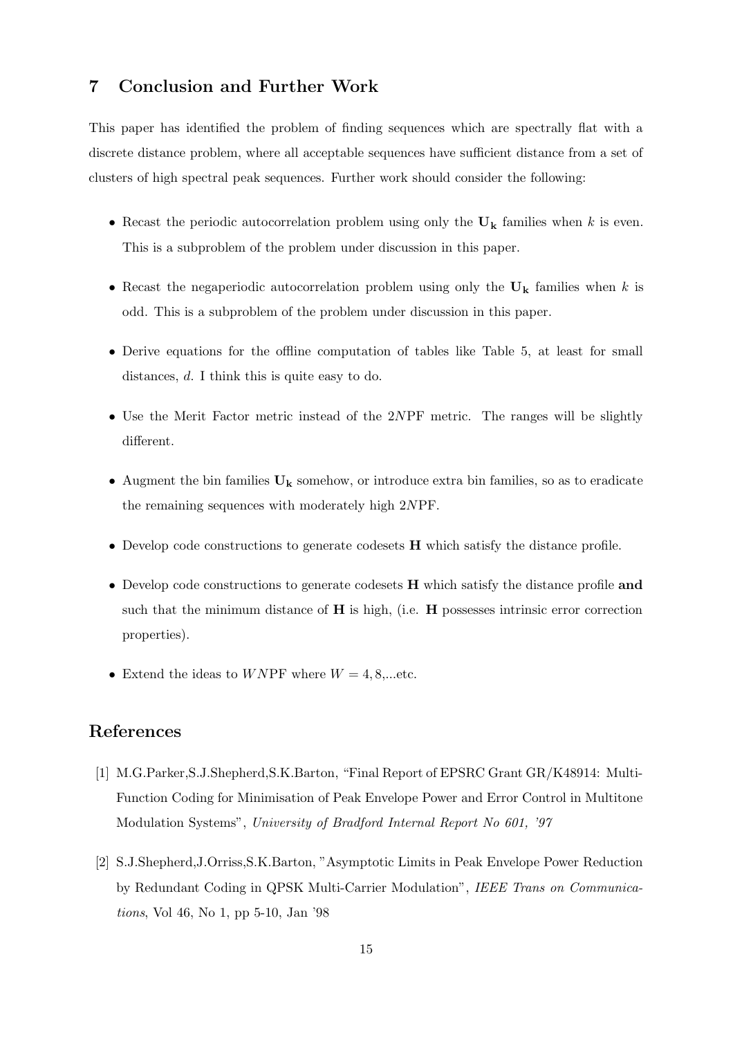## 7 Conclusion and Further Work

This paper has identified the problem of finding sequences which are spectrally flat with a discrete distance problem, where all acceptable sequences have sufficient distance from a set of clusters of high spectral peak sequences. Further work should consider the following:

- Recast the periodic autocorrelation problem using only the $\mathbf{U_k}$ families when $k$ is even. This is a subproblem of the problem under discussion in this paper.
- Recast the negaperiodic autocorrelation problem using only the $\mathbf{U_k}$ families when $k$ is odd. This is a subproblem of the problem under discussion in this paper.
- Derive equations for the offline computation of tables like Table 5, at least for small distances, $d$. I think this is quite easy to do.
- Use the Merit Factor metric instead of the $2N$PF metric. The ranges will be slightly different.
- Augment the bin families $\mathbf{U_k}$ somehow, or introduce extra bin families, so as to eradicate the remaining sequences with moderately high $2N$PF.
- Develop code constructions to generate codesets $\mathbf{H}$ which satisfy the distance profile.
- Develop code constructions to generate codesets $\mathbf{H}$ which satisfy the distance profile **and** such that the minimum distance of $\mathbf{H}$ is high, (i.e. $\mathbf{H}$ possesses intrinsic error correction properties).
- Extend the ideas to $WN$PF where $W = 4, 8$,...etc.

## References

[1] M.G.Parker,S.J.Shepherd,S.K.Barton, "Final Report of EPSRC Grant GR/K48914: Multi-Function Coding for Minimisation of Peak Envelope Power and Error Control in Multitone Modulation Systems", *University of Bradford Internal Report No 601, '97*

[2] S.J.Shepherd,J.Orriss,S.K.Barton, "Asymptotic Limits in Peak Envelope Power Reduction by Redundant Coding in QPSK Multi-Carrier Modulation", *IEEE Trans on Communications*, Vol 46, No 1, pp 5-10, Jan '98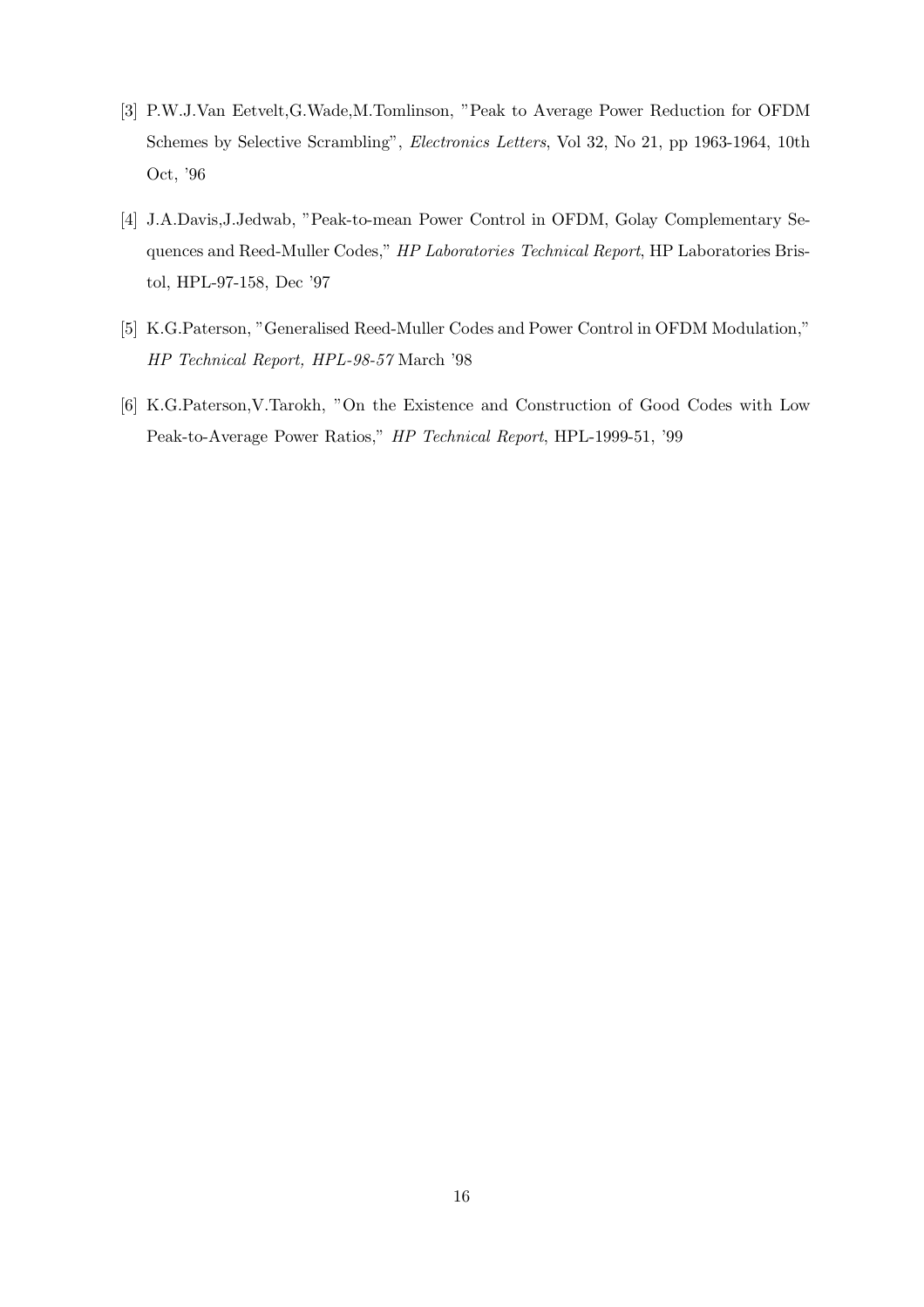[3] P.W.J.Van Eetvelt,G.Wade,M.Tomlinson, "Peak to Average Power Reduction for OFDM Schemes by Selective Scrambling", *Electronics Letters*, Vol 32, No 21, pp 1963-1964, 10th Oct, '96

[4] J.A.Davis,J.Jedwab, "Peak-to-mean Power Control in OFDM, Golay Complementary Sequences and Reed-Muller Codes," *HP Laboratories Technical Report*, HP Laboratories Bristol, HPL-97-158, Dec '97

[5] K.G.Paterson, "Generalised Reed-Muller Codes and Power Control in OFDM Modulation," *HP Technical Report, HPL-98-57* March '98

[6] K.G.Paterson,V.Tarokh, "On the Existence and Construction of Good Codes with Low Peak-to-Average Power Ratios," *HP Technical Report*, HPL-1999-51, '99